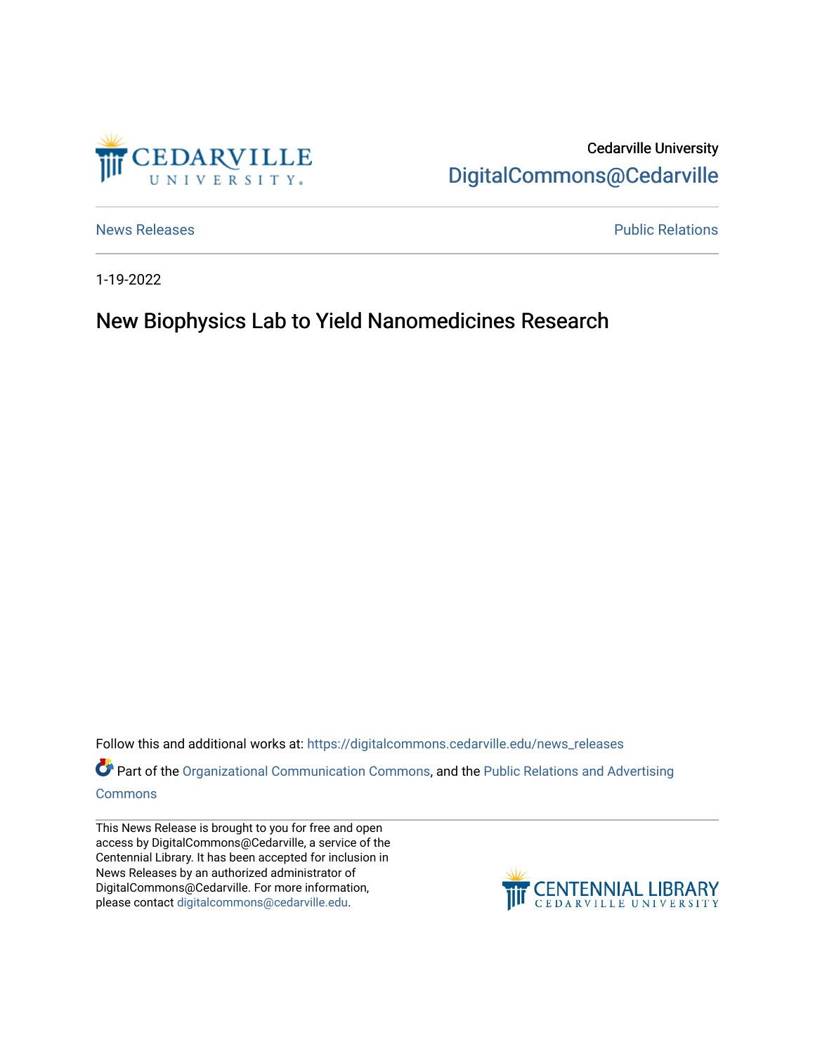Cedarville University
DigitalCommons@Cedarville

News Releases | Public Relations

1-19-2022

# New Biophysics Lab to Yield Nanomedicines Research

Follow this and additional works at: https://digitalcommons.cedarville.edu/news_releases

Part of the Organizational Communication Commons, and the Public Relations and Advertising Commons

This News Release is brought to you for free and open access by DigitalCommons@Cedarville, a service of the Centennial Library. It has been accepted for inclusion in News Releases by an authorized administrator of DigitalCommons@Cedarville. For more information, please contact digitalcommons@cedarville.edu.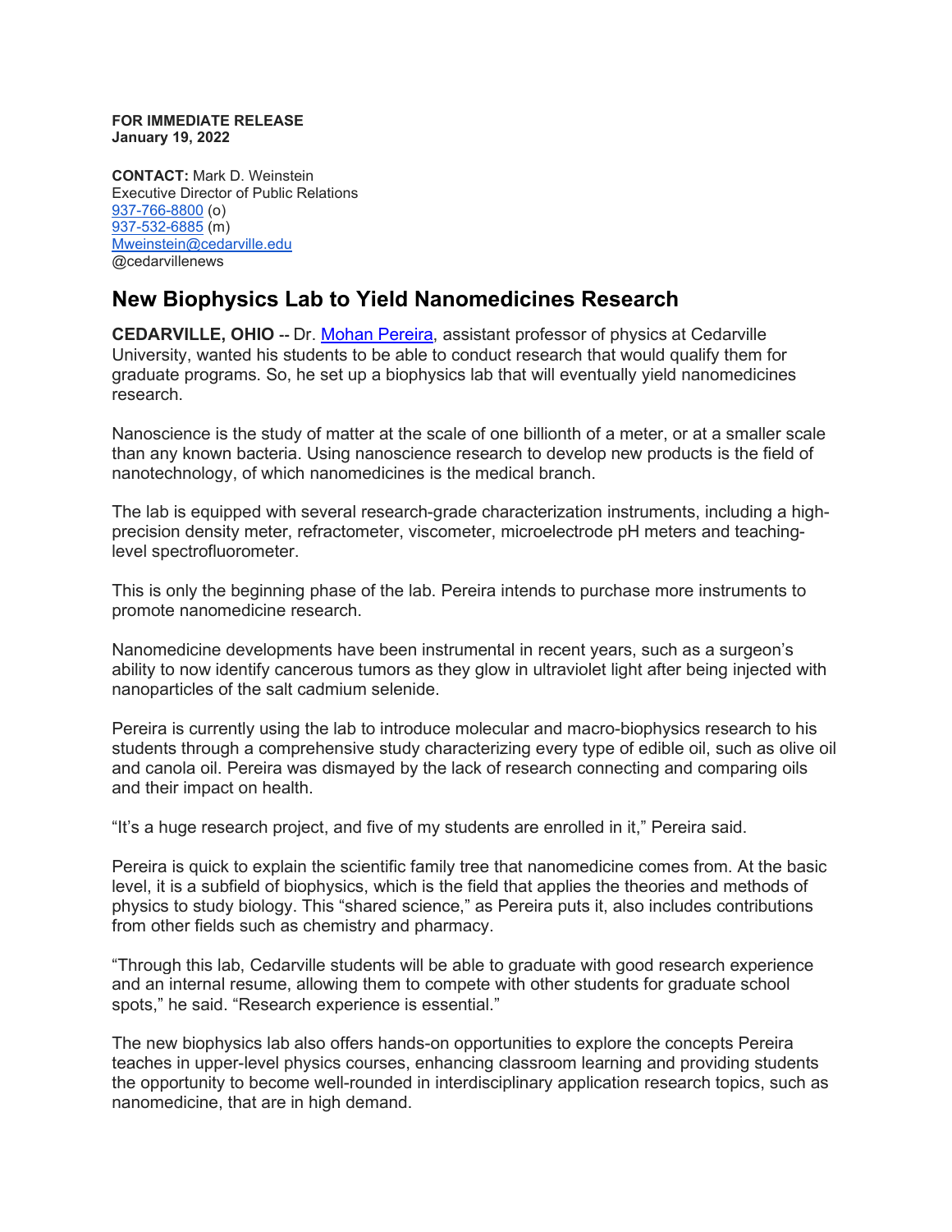**FOR IMMEDIATE RELEASE**
**January 19, 2022**

**CONTACT:** Mark D. Weinstein
Executive Director of Public Relations
937-766-8800 (o)
937-532-6885 (m)
Mweinstein@cedarville.edu
@cedarvillenews

## New Biophysics Lab to Yield Nanomedicines Research

**CEDARVILLE, OHIO** -- Dr. Mohan Pereira, assistant professor of physics at Cedarville University, wanted his students to be able to conduct research that would qualify them for graduate programs. So, he set up a biophysics lab that will eventually yield nanomedicines research.

Nanoscience is the study of matter at the scale of one billionth of a meter, or at a smaller scale than any known bacteria. Using nanoscience research to develop new products is the field of nanotechnology, of which nanomedicines is the medical branch.

The lab is equipped with several research-grade characterization instruments, including a high-precision density meter, refractometer, viscometer, microelectrode pH meters and teaching-level spectrofluorometer.

This is only the beginning phase of the lab. Pereira intends to purchase more instruments to promote nanomedicine research.

Nanomedicine developments have been instrumental in recent years, such as a surgeon's ability to now identify cancerous tumors as they glow in ultraviolet light after being injected with nanoparticles of the salt cadmium selenide.

Pereira is currently using the lab to introduce molecular and macro-biophysics research to his students through a comprehensive study characterizing every type of edible oil, such as olive oil and canola oil. Pereira was dismayed by the lack of research connecting and comparing oils and their impact on health.

"It's a huge research project, and five of my students are enrolled in it," Pereira said.

Pereira is quick to explain the scientific family tree that nanomedicine comes from. At the basic level, it is a subfield of biophysics, which is the field that applies the theories and methods of physics to study biology. This "shared science," as Pereira puts it, also includes contributions from other fields such as chemistry and pharmacy.

"Through this lab, Cedarville students will be able to graduate with good research experience and an internal resume, allowing them to compete with other students for graduate school spots," he said. "Research experience is essential."

The new biophysics lab also offers hands-on opportunities to explore the concepts Pereira teaches in upper-level physics courses, enhancing classroom learning and providing students the opportunity to become well-rounded in interdisciplinary application research topics, such as nanomedicine, that are in high demand.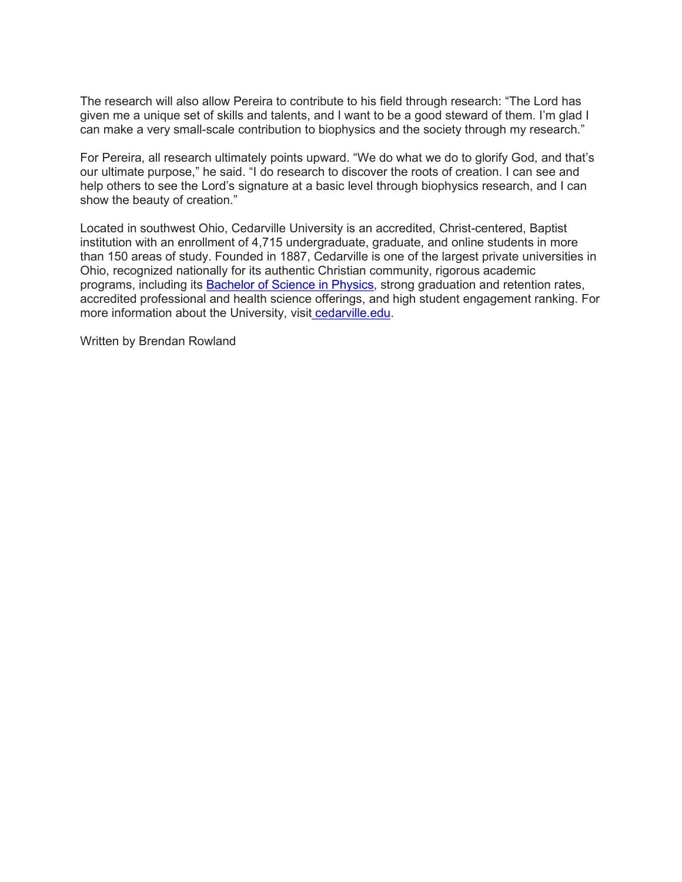The research will also allow Pereira to contribute to his field through research: “The Lord has given me a unique set of skills and talents, and I want to be a good steward of them. I’m glad I can make a very small-scale contribution to biophysics and the society through my research.”

For Pereira, all research ultimately points upward. “We do what we do to glorify God, and that’s our ultimate purpose,” he said. “I do research to discover the roots of creation. I can see and help others to see the Lord’s signature at a basic level through biophysics research, and I can show the beauty of creation.”

Located in southwest Ohio, Cedarville University is an accredited, Christ-centered, Baptist institution with an enrollment of 4,715 undergraduate, graduate, and online students in more than 150 areas of study. Founded in 1887, Cedarville is one of the largest private universities in Ohio, recognized nationally for its authentic Christian community, rigorous academic programs, including its Bachelor of Science in Physics, strong graduation and retention rates, accredited professional and health science offerings, and high student engagement ranking. For more information about the University, visit cedarville.edu.

Written by Brendan Rowland